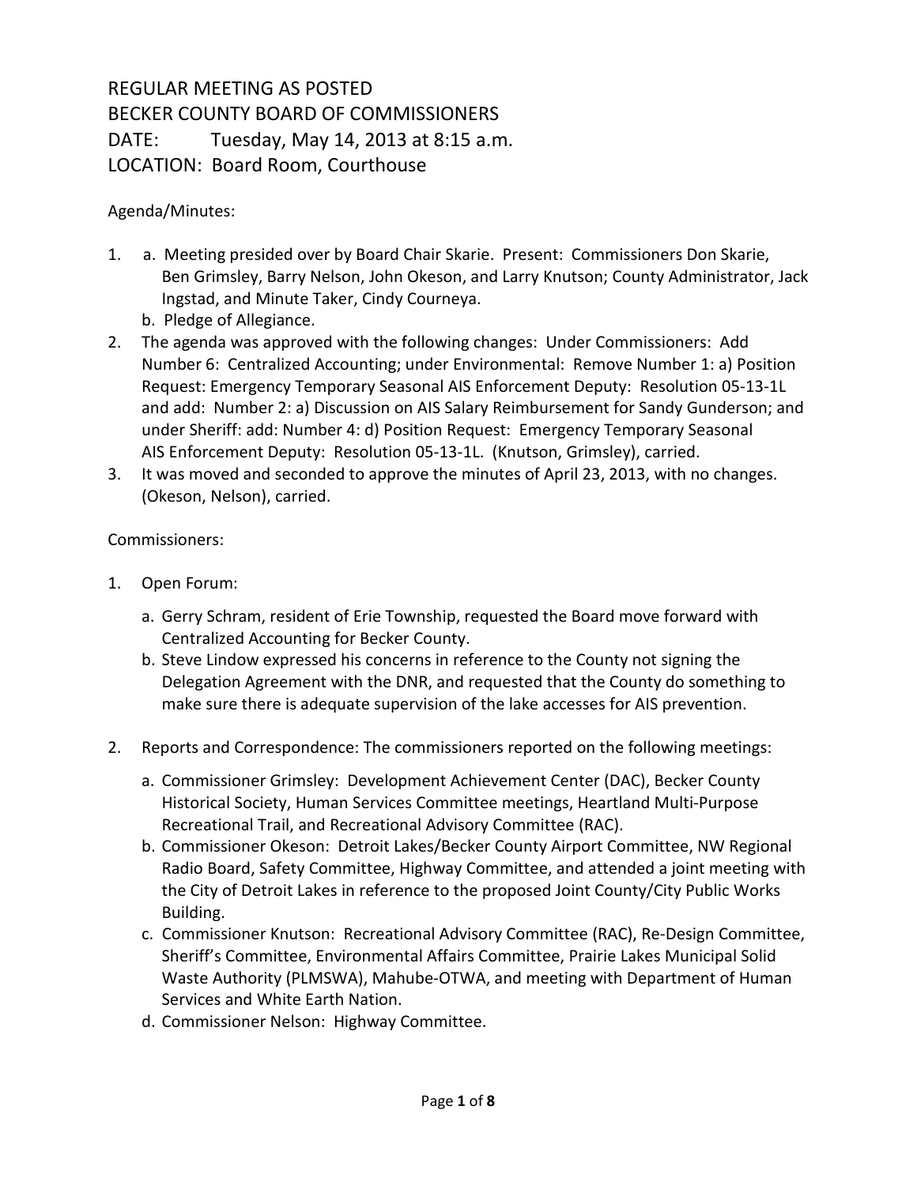# REGULAR MEETING AS POSTED
# BECKER COUNTY BOARD OF COMMISSIONERS
# DATE: Tuesday, May 14, 2013 at 8:15 a.m.
# LOCATION: Board Room, Courthouse

Agenda/Minutes:

1. a. Meeting presided over by Board Chair Skarie. Present: Commissioners Don Skarie, Ben Grimsley, Barry Nelson, John Okeson, and Larry Knutson; County Administrator, Jack Ingstad, and Minute Taker, Cindy Courneya.
   b. Pledge of Allegiance.
2. The agenda was approved with the following changes: Under Commissioners: Add Number 6: Centralized Accounting; under Environmental: Remove Number 1: a) Position Request: Emergency Temporary Seasonal AIS Enforcement Deputy: Resolution 05-13-1L and add: Number 2: a) Discussion on AIS Salary Reimbursement for Sandy Gunderson; and under Sheriff: add: Number 4: d) Position Request: Emergency Temporary Seasonal AIS Enforcement Deputy: Resolution 05-13-1L. (Knutson, Grimsley), carried.
3. It was moved and seconded to approve the minutes of April 23, 2013, with no changes. (Okeson, Nelson), carried.

Commissioners:

1. Open Forum:
   a. Gerry Schram, resident of Erie Township, requested the Board move forward with Centralized Accounting for Becker County.
   b. Steve Lindow expressed his concerns in reference to the County not signing the Delegation Agreement with the DNR, and requested that the County do something to make sure there is adequate supervision of the lake accesses for AIS prevention.
2. Reports and Correspondence: The commissioners reported on the following meetings:
   a. Commissioner Grimsley: Development Achievement Center (DAC), Becker County Historical Society, Human Services Committee meetings, Heartland Multi-Purpose Recreational Trail, and Recreational Advisory Committee (RAC).
   b. Commissioner Okeson: Detroit Lakes/Becker County Airport Committee, NW Regional Radio Board, Safety Committee, Highway Committee, and attended a joint meeting with the City of Detroit Lakes in reference to the proposed Joint County/City Public Works Building.
   c. Commissioner Knutson: Recreational Advisory Committee (RAC), Re-Design Committee, Sheriff's Committee, Environmental Affairs Committee, Prairie Lakes Municipal Solid Waste Authority (PLMSWA), Mahube-OTWA, and meeting with Department of Human Services and White Earth Nation.
   d. Commissioner Nelson: Highway Committee.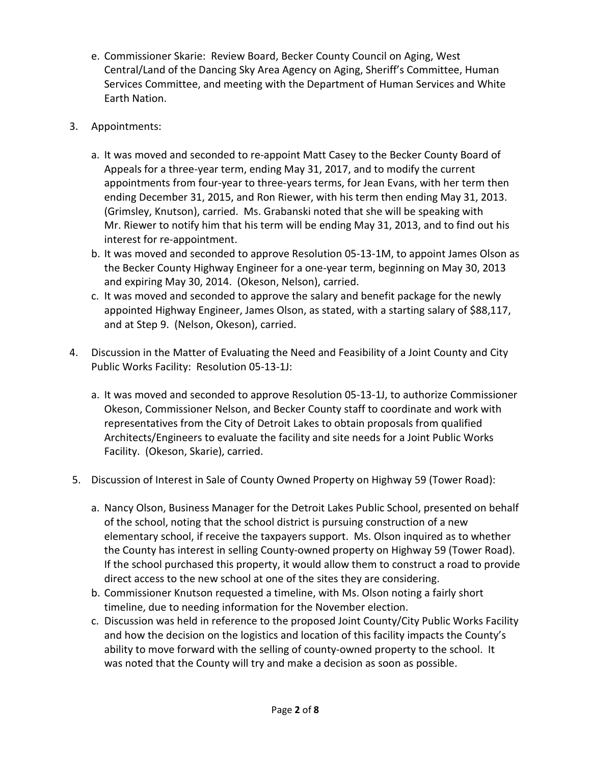e. Commissioner Skarie: Review Board, Becker County Council on Aging, West Central/Land of the Dancing Sky Area Agency on Aging, Sheriff's Committee, Human Services Committee, and meeting with the Department of Human Services and White Earth Nation.

3. Appointments:

   a. It was moved and seconded to re-appoint Matt Casey to the Becker County Board of Appeals for a three-year term, ending May 31, 2017, and to modify the current appointments from four-year to three-years terms, for Jean Evans, with her term then ending December 31, 2015, and Ron Riewer, with his term then ending May 31, 2013. (Grimsley, Knutson), carried. Ms. Grabanski noted that she will be speaking with Mr. Riewer to notify him that his term will be ending May 31, 2013, and to find out his interest for re-appointment.
   b. It was moved and seconded to approve Resolution 05-13-1M, to appoint James Olson as the Becker County Highway Engineer for a one-year term, beginning on May 30, 2013 and expiring May 30, 2014. (Okeson, Nelson), carried.
   c. It was moved and seconded to approve the salary and benefit package for the newly appointed Highway Engineer, James Olson, as stated, with a starting salary of $88,117, and at Step 9. (Nelson, Okeson), carried.

4. Discussion in the Matter of Evaluating the Need and Feasibility of a Joint County and City Public Works Facility: Resolution 05-13-1J:

   a. It was moved and seconded to approve Resolution 05-13-1J, to authorize Commissioner Okeson, Commissioner Nelson, and Becker County staff to coordinate and work with representatives from the City of Detroit Lakes to obtain proposals from qualified Architects/Engineers to evaluate the facility and site needs for a Joint Public Works Facility. (Okeson, Skarie), carried.

5. Discussion of Interest in Sale of County Owned Property on Highway 59 (Tower Road):

   a. Nancy Olson, Business Manager for the Detroit Lakes Public School, presented on behalf of the school, noting that the school district is pursuing construction of a new elementary school, if receive the taxpayers support. Ms. Olson inquired as to whether the County has interest in selling County-owned property on Highway 59 (Tower Road). If the school purchased this property, it would allow them to construct a road to provide direct access to the new school at one of the sites they are considering.
   b. Commissioner Knutson requested a timeline, with Ms. Olson noting a fairly short timeline, due to needing information for the November election.
   c. Discussion was held in reference to the proposed Joint County/City Public Works Facility and how the decision on the logistics and location of this facility impacts the County's ability to move forward with the selling of county-owned property to the school. It was noted that the County will try and make a decision as soon as possible.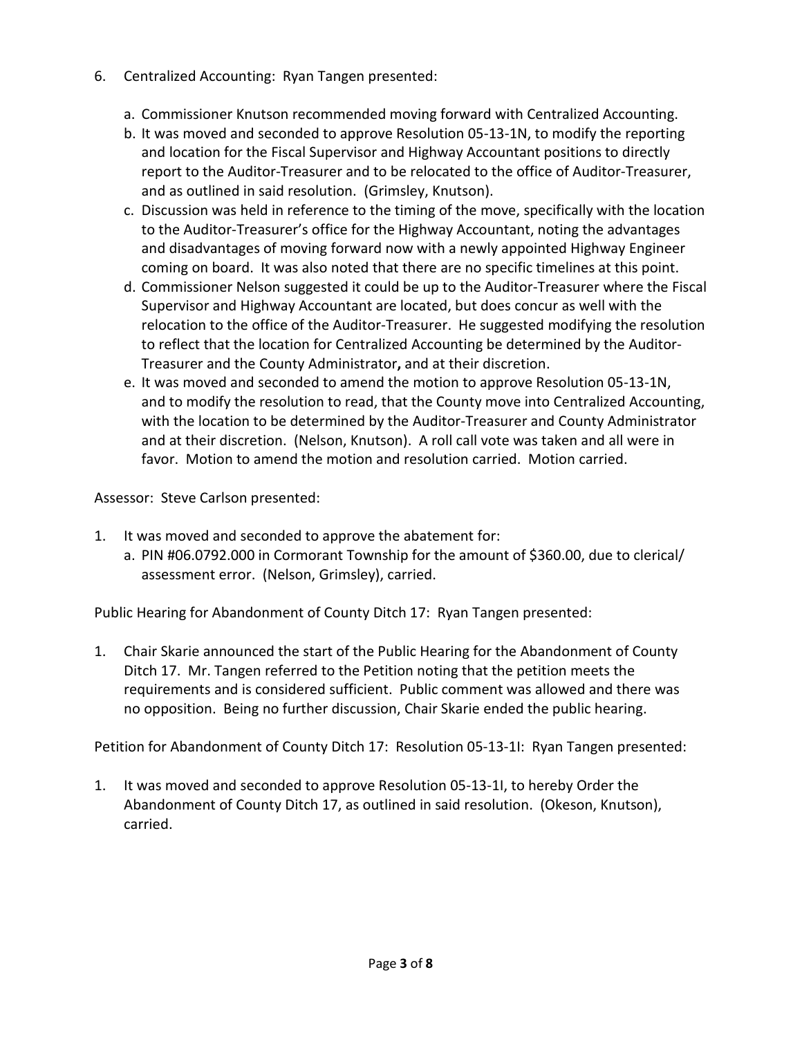6. Centralized Accounting: Ryan Tangen presented:

   a. Commissioner Knutson recommended moving forward with Centralized Accounting.
   b. It was moved and seconded to approve Resolution 05-13-1N, to modify the reporting and location for the Fiscal Supervisor and Highway Accountant positions to directly report to the Auditor-Treasurer and to be relocated to the office of Auditor-Treasurer, and as outlined in said resolution. (Grimsley, Knutson).
   c. Discussion was held in reference to the timing of the move, specifically with the location to the Auditor-Treasurer's office for the Highway Accountant, noting the advantages and disadvantages of moving forward now with a newly appointed Highway Engineer coming on board. It was also noted that there are no specific timelines at this point.
   d. Commissioner Nelson suggested it could be up to the Auditor-Treasurer where the Fiscal Supervisor and Highway Accountant are located, but does concur as well with the relocation to the office of the Auditor-Treasurer. He suggested modifying the resolution to reflect that the location for Centralized Accounting be determined by the Auditor-Treasurer and the County Administrator**,** and at their discretion.
   e. It was moved and seconded to amend the motion to approve Resolution 05-13-1N, and to modify the resolution to read, that the County move into Centralized Accounting, with the location to be determined by the Auditor-Treasurer and County Administrator and at their discretion. (Nelson, Knutson). A roll call vote was taken and all were in favor. Motion to amend the motion and resolution carried. Motion carried.

Assessor: Steve Carlson presented:

1. It was moved and seconded to approve the abatement for:
   a. PIN #06.0792.000 in Cormorant Township for the amount of $360.00, due to clerical/ assessment error. (Nelson, Grimsley), carried.

Public Hearing for Abandonment of County Ditch 17: Ryan Tangen presented:

1. Chair Skarie announced the start of the Public Hearing for the Abandonment of County Ditch 17. Mr. Tangen referred to the Petition noting that the petition meets the requirements and is considered sufficient. Public comment was allowed and there was no opposition. Being no further discussion, Chair Skarie ended the public hearing.

Petition for Abandonment of County Ditch 17: Resolution 05-13-1I: Ryan Tangen presented:

1. It was moved and seconded to approve Resolution 05-13-1I, to hereby Order the Abandonment of County Ditch 17, as outlined in said resolution. (Okeson, Knutson), carried.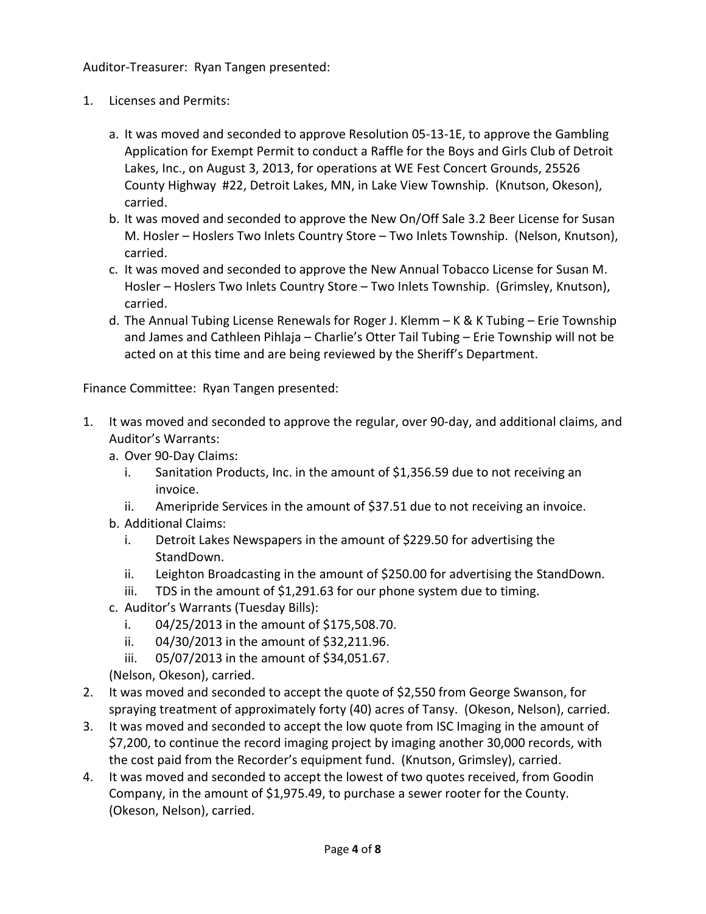Auditor-Treasurer: Ryan Tangen presented:

1. Licenses and Permits:

    a. It was moved and seconded to approve Resolution 05-13-1E, to approve the Gambling Application for Exempt Permit to conduct a Raffle for the Boys and Girls Club of Detroit Lakes, Inc., on August 3, 2013, for operations at WE Fest Concert Grounds, 25526 County Highway #22, Detroit Lakes, MN, in Lake View Township. (Knutson, Okeson), carried.
    b. It was moved and seconded to approve the New On/Off Sale 3.2 Beer License for Susan M. Hosler – Hoslers Two Inlets Country Store – Two Inlets Township. (Nelson, Knutson), carried.
    c. It was moved and seconded to approve the New Annual Tobacco License for Susan M. Hosler – Hoslers Two Inlets Country Store – Two Inlets Township. (Grimsley, Knutson), carried.
    d. The Annual Tubing License Renewals for Roger J. Klemm – K & K Tubing – Erie Township and James and Cathleen Pihlaja – Charlie's Otter Tail Tubing – Erie Township will not be acted on at this time and are being reviewed by the Sheriff's Department.

Finance Committee: Ryan Tangen presented:

1. It was moved and seconded to approve the regular, over 90-day, and additional claims, and Auditor's Warrants:
    a. Over 90-Day Claims:
        i. Sanitation Products, Inc. in the amount of $1,356.59 due to not receiving an invoice.
        ii. Ameripride Services in the amount of $37.51 due to not receiving an invoice.
    b. Additional Claims:
        i. Detroit Lakes Newspapers in the amount of $229.50 for advertising the StandDown.
        ii. Leighton Broadcasting in the amount of $250.00 for advertising the StandDown.
        iii. TDS in the amount of $1,291.63 for our phone system due to timing.
    c. Auditor's Warrants (Tuesday Bills):
        i. 04/25/2013 in the amount of $175,508.70.
        ii. 04/30/2013 in the amount of $32,211.96.
        iii. 05/07/2013 in the amount of $34,051.67.

    (Nelson, Okeson), carried.
2. It was moved and seconded to accept the quote of $2,550 from George Swanson, for spraying treatment of approximately forty (40) acres of Tansy. (Okeson, Nelson), carried.
3. It was moved and seconded to accept the low quote from ISC Imaging in the amount of $7,200, to continue the record imaging project by imaging another 30,000 records, with the cost paid from the Recorder's equipment fund. (Knutson, Grimsley), carried.
4. It was moved and seconded to accept the lowest of two quotes received, from Goodin Company, in the amount of $1,975.49, to purchase a sewer rooter for the County. (Okeson, Nelson), carried.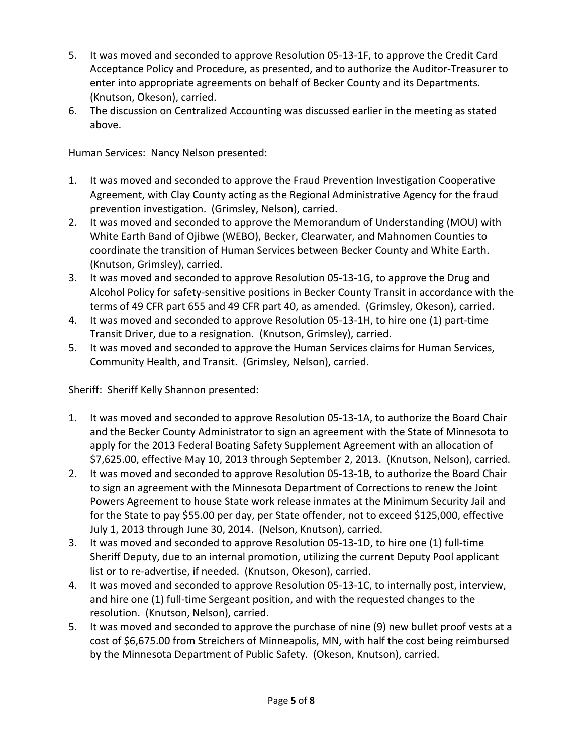5. It was moved and seconded to approve Resolution 05-13-1F, to approve the Credit Card Acceptance Policy and Procedure, as presented, and to authorize the Auditor-Treasurer to enter into appropriate agreements on behalf of Becker County and its Departments. (Knutson, Okeson), carried.
6. The discussion on Centralized Accounting was discussed earlier in the meeting as stated above.

Human Services: Nancy Nelson presented:

1. It was moved and seconded to approve the Fraud Prevention Investigation Cooperative Agreement, with Clay County acting as the Regional Administrative Agency for the fraud prevention investigation. (Grimsley, Nelson), carried.
2. It was moved and seconded to approve the Memorandum of Understanding (MOU) with White Earth Band of Ojibwe (WEBO), Becker, Clearwater, and Mahnomen Counties to coordinate the transition of Human Services between Becker County and White Earth. (Knutson, Grimsley), carried.
3. It was moved and seconded to approve Resolution 05-13-1G, to approve the Drug and Alcohol Policy for safety-sensitive positions in Becker County Transit in accordance with the terms of 49 CFR part 655 and 49 CFR part 40, as amended. (Grimsley, Okeson), carried.
4. It was moved and seconded to approve Resolution 05-13-1H, to hire one (1) part-time Transit Driver, due to a resignation. (Knutson, Grimsley), carried.
5. It was moved and seconded to approve the Human Services claims for Human Services, Community Health, and Transit. (Grimsley, Nelson), carried.

Sheriff: Sheriff Kelly Shannon presented:

1. It was moved and seconded to approve Resolution 05-13-1A, to authorize the Board Chair and the Becker County Administrator to sign an agreement with the State of Minnesota to apply for the 2013 Federal Boating Safety Supplement Agreement with an allocation of $7,625.00, effective May 10, 2013 through September 2, 2013. (Knutson, Nelson), carried.
2. It was moved and seconded to approve Resolution 05-13-1B, to authorize the Board Chair to sign an agreement with the Minnesota Department of Corrections to renew the Joint Powers Agreement to house State work release inmates at the Minimum Security Jail and for the State to pay $55.00 per day, per State offender, not to exceed $125,000, effective July 1, 2013 through June 30, 2014. (Nelson, Knutson), carried.
3. It was moved and seconded to approve Resolution 05-13-1D, to hire one (1) full-time Sheriff Deputy, due to an internal promotion, utilizing the current Deputy Pool applicant list or to re-advertise, if needed. (Knutson, Okeson), carried.
4. It was moved and seconded to approve Resolution 05-13-1C, to internally post, interview, and hire one (1) full-time Sergeant position, and with the requested changes to the resolution. (Knutson, Nelson), carried.
5. It was moved and seconded to approve the purchase of nine (9) new bullet proof vests at a cost of $6,675.00 from Streichers of Minneapolis, MN, with half the cost being reimbursed by the Minnesota Department of Public Safety. (Okeson, Knutson), carried.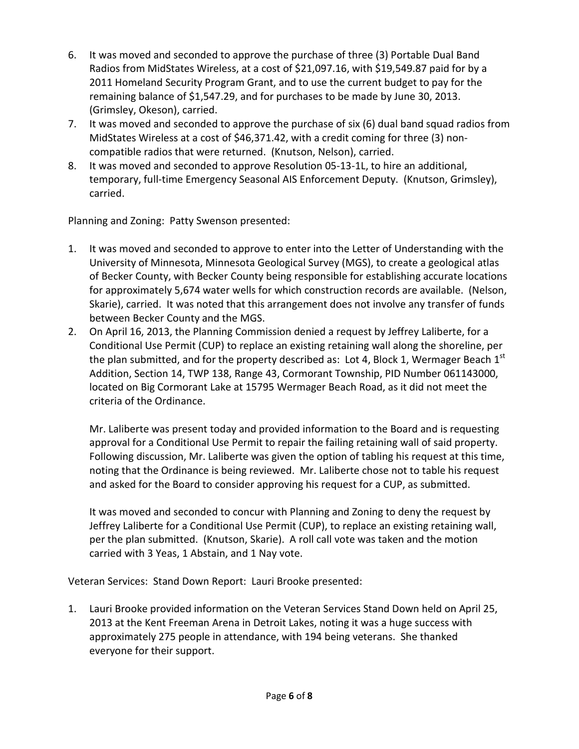6. It was moved and seconded to approve the purchase of three (3) Portable Dual Band Radios from MidStates Wireless, at a cost of $21,097.16, with $19,549.87 paid for by a 2011 Homeland Security Program Grant, and to use the current budget to pay for the remaining balance of $1,547.29, and for purchases to be made by June 30, 2013. (Grimsley, Okeson), carried.
7. It was moved and seconded to approve the purchase of six (6) dual band squad radios from MidStates Wireless at a cost of $46,371.42, with a credit coming for three (3) non-compatible radios that were returned. (Knutson, Nelson), carried.
8. It was moved and seconded to approve Resolution 05-13-1L, to hire an additional, temporary, full-time Emergency Seasonal AIS Enforcement Deputy. (Knutson, Grimsley), carried.

Planning and Zoning: Patty Swenson presented:

1. It was moved and seconded to approve to enter into the Letter of Understanding with the University of Minnesota, Minnesota Geological Survey (MGS), to create a geological atlas of Becker County, with Becker County being responsible for establishing accurate locations for approximately 5,674 water wells for which construction records are available. (Nelson, Skarie), carried. It was noted that this arrangement does not involve any transfer of funds between Becker County and the MGS.
2. On April 16, 2013, the Planning Commission denied a request by Jeffrey Laliberte, for a Conditional Use Permit (CUP) to replace an existing retaining wall along the shoreline, per the plan submitted, and for the property described as: Lot 4, Block 1, Wermager Beach 1st Addition, Section 14, TWP 138, Range 43, Cormorant Township, PID Number 061143000, located on Big Cormorant Lake at 15795 Wermager Beach Road, as it did not meet the criteria of the Ordinance.

   Mr. Laliberte was present today and provided information to the Board and is requesting approval for a Conditional Use Permit to repair the failing retaining wall of said property. Following discussion, Mr. Laliberte was given the option of tabling his request at this time, noting that the Ordinance is being reviewed. Mr. Laliberte chose not to table his request and asked for the Board to consider approving his request for a CUP, as submitted.

   It was moved and seconded to concur with Planning and Zoning to deny the request by Jeffrey Laliberte for a Conditional Use Permit (CUP), to replace an existing retaining wall, per the plan submitted. (Knutson, Skarie). A roll call vote was taken and the motion carried with 3 Yeas, 1 Abstain, and 1 Nay vote.

Veteran Services: Stand Down Report: Lauri Brooke presented:

1. Lauri Brooke provided information on the Veteran Services Stand Down held on April 25, 2013 at the Kent Freeman Arena in Detroit Lakes, noting it was a huge success with approximately 275 people in attendance, with 194 being veterans. She thanked everyone for their support.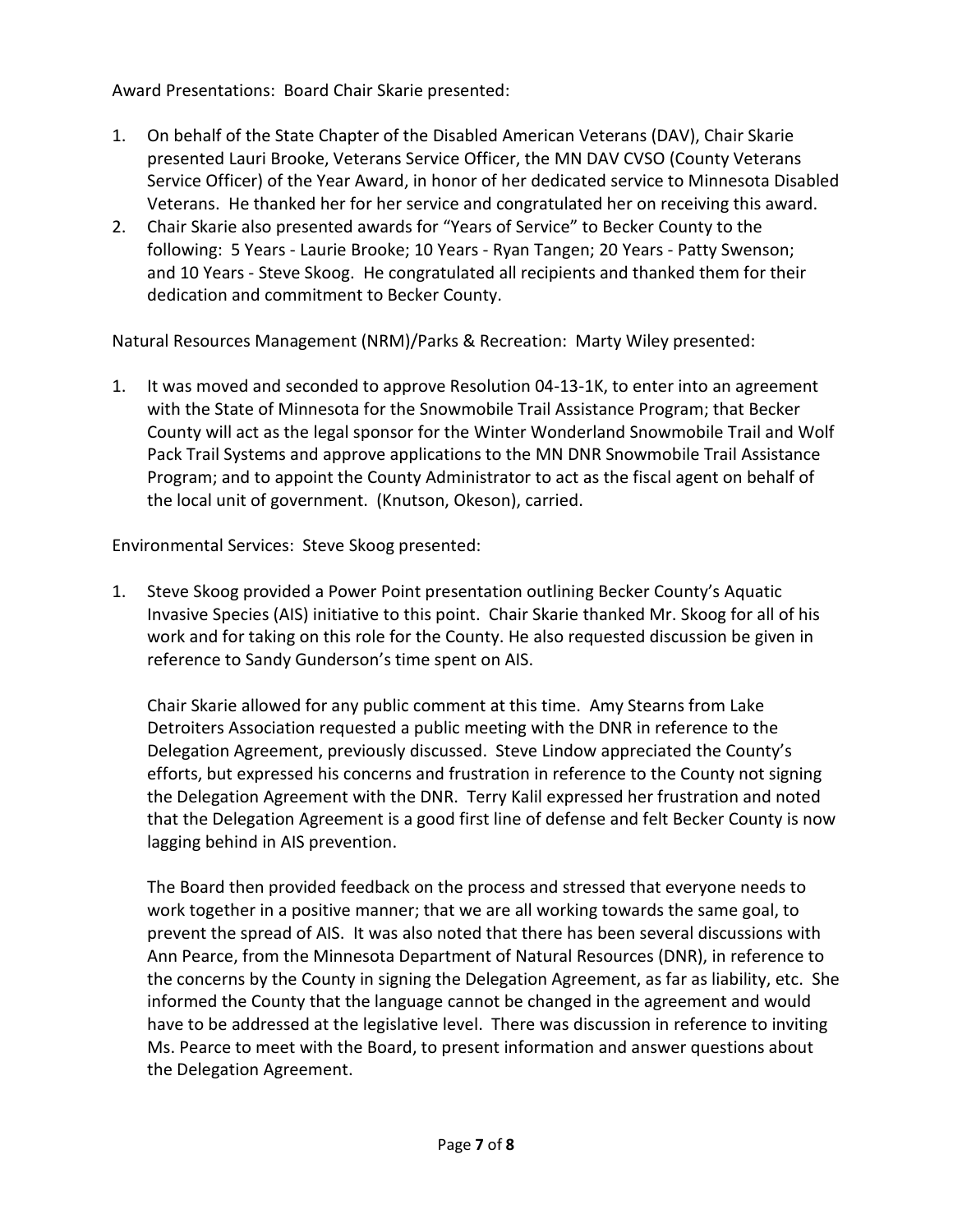Award Presentations: Board Chair Skarie presented:

1. On behalf of the State Chapter of the Disabled American Veterans (DAV), Chair Skarie presented Lauri Brooke, Veterans Service Officer, the MN DAV CVSO (County Veterans Service Officer) of the Year Award, in honor of her dedicated service to Minnesota Disabled Veterans. He thanked her for her service and congratulated her on receiving this award.
2. Chair Skarie also presented awards for "Years of Service" to Becker County to the following: 5 Years - Laurie Brooke; 10 Years - Ryan Tangen; 20 Years - Patty Swenson; and 10 Years - Steve Skoog. He congratulated all recipients and thanked them for their dedication and commitment to Becker County.

Natural Resources Management (NRM)/Parks & Recreation: Marty Wiley presented:

1. It was moved and seconded to approve Resolution 04-13-1K, to enter into an agreement with the State of Minnesota for the Snowmobile Trail Assistance Program; that Becker County will act as the legal sponsor for the Winter Wonderland Snowmobile Trail and Wolf Pack Trail Systems and approve applications to the MN DNR Snowmobile Trail Assistance Program; and to appoint the County Administrator to act as the fiscal agent on behalf of the local unit of government. (Knutson, Okeson), carried.

Environmental Services: Steve Skoog presented:

1. Steve Skoog provided a Power Point presentation outlining Becker County's Aquatic Invasive Species (AIS) initiative to this point. Chair Skarie thanked Mr. Skoog for all of his work and for taking on this role for the County. He also requested discussion be given in reference to Sandy Gunderson's time spent on AIS.

   Chair Skarie allowed for any public comment at this time. Amy Stearns from Lake Detroiters Association requested a public meeting with the DNR in reference to the Delegation Agreement, previously discussed. Steve Lindow appreciated the County's efforts, but expressed his concerns and frustration in reference to the County not signing the Delegation Agreement with the DNR. Terry Kalil expressed her frustration and noted that the Delegation Agreement is a good first line of defense and felt Becker County is now lagging behind in AIS prevention.

   The Board then provided feedback on the process and stressed that everyone needs to work together in a positive manner; that we are all working towards the same goal, to prevent the spread of AIS. It was also noted that there has been several discussions with Ann Pearce, from the Minnesota Department of Natural Resources (DNR), in reference to the concerns by the County in signing the Delegation Agreement, as far as liability, etc. She informed the County that the language cannot be changed in the agreement and would have to be addressed at the legislative level. There was discussion in reference to inviting Ms. Pearce to meet with the Board, to present information and answer questions about the Delegation Agreement.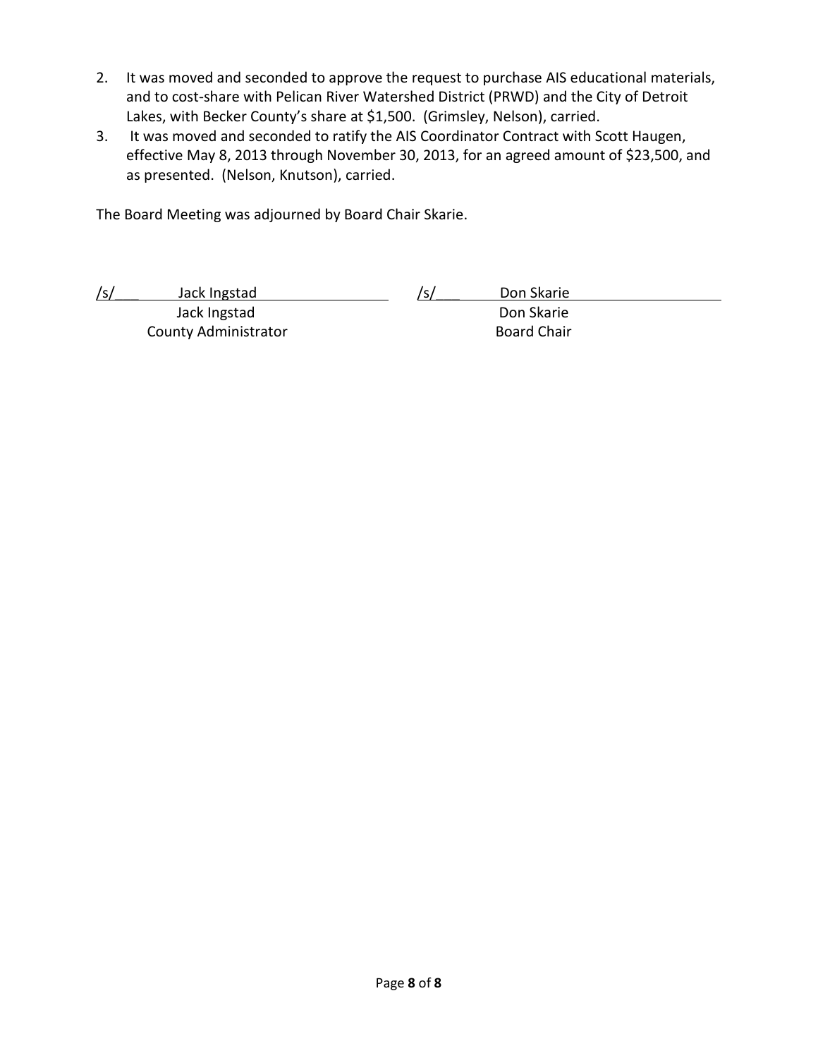2. It was moved and seconded to approve the request to purchase AIS educational materials, and to cost-share with Pelican River Watershed District (PRWD) and the City of Detroit Lakes, with Becker County's share at $1,500. (Grimsley, Nelson), carried.
3. It was moved and seconded to ratify the AIS Coordinator Contract with Scott Haugen, effective May 8, 2013 through November 30, 2013, for an agreed amount of $23,500, and as presented. (Nelson, Knutson), carried.

The Board Meeting was adjourned by Board Chair Skarie.

/s/___ Jack Ingstad
Jack Ingstad
County Administrator

/s/___ Don Skarie
Don Skarie
Board Chair